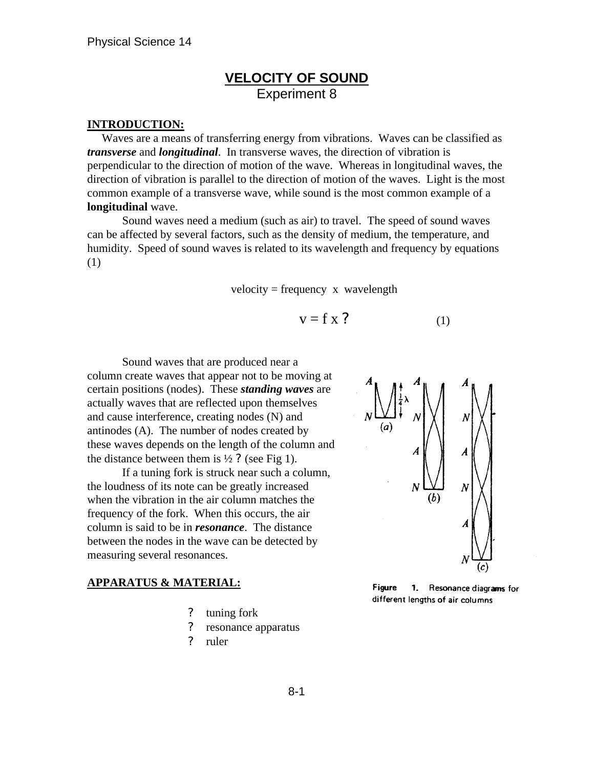# VELOCITY OF SOUND

Experiment 8

## INTRODUCTION:

Waves are a means of transferring energy from vibrations. Waves can be classified as ***transverse*** and ***longitudinal***. In transverse waves, the direction of vibration is perpendicular to the direction of motion of the wave. Whereas in longitudinal waves, the direction of vibration is parallel to the direction of motion of the waves. Light is the most common example of a transverse wave, while sound is the most common example of a **longitudinal** wave.

Sound waves need a medium (such as air) to travel. The speed of sound waves can be affected by several factors, such as the density of medium, the temperature, and humidity. Speed of sound waves is related to its wavelength and frequency by equations (1)

velocity = frequency x wavelength

$$v = f \times \lambda \qquad (1)$$

Sound waves that are produced near a column create waves that appear not to be moving at certain positions (nodes). These ***standing waves*** are actually waves that are reflected upon themselves and cause interference, creating nodes (N) and antinodes (A). The number of nodes created by these waves depends on the length of the column and the distance between them is ½ $\lambda$ (see Fig 1).

If a tuning fork is struck near such a column, the loudness of its note can be greatly increased when the vibration in the air column matches the frequency of the fork. When this occurs, the air column is said to be in ***resonance***. The distance between the nodes in the wave can be detected by measuring several resonances.

**Figure 1.** Resonance diagrams for different lengths of air columns

## APPARATUS & MATERIAL:

- tuning fork
- resonance apparatus
- ruler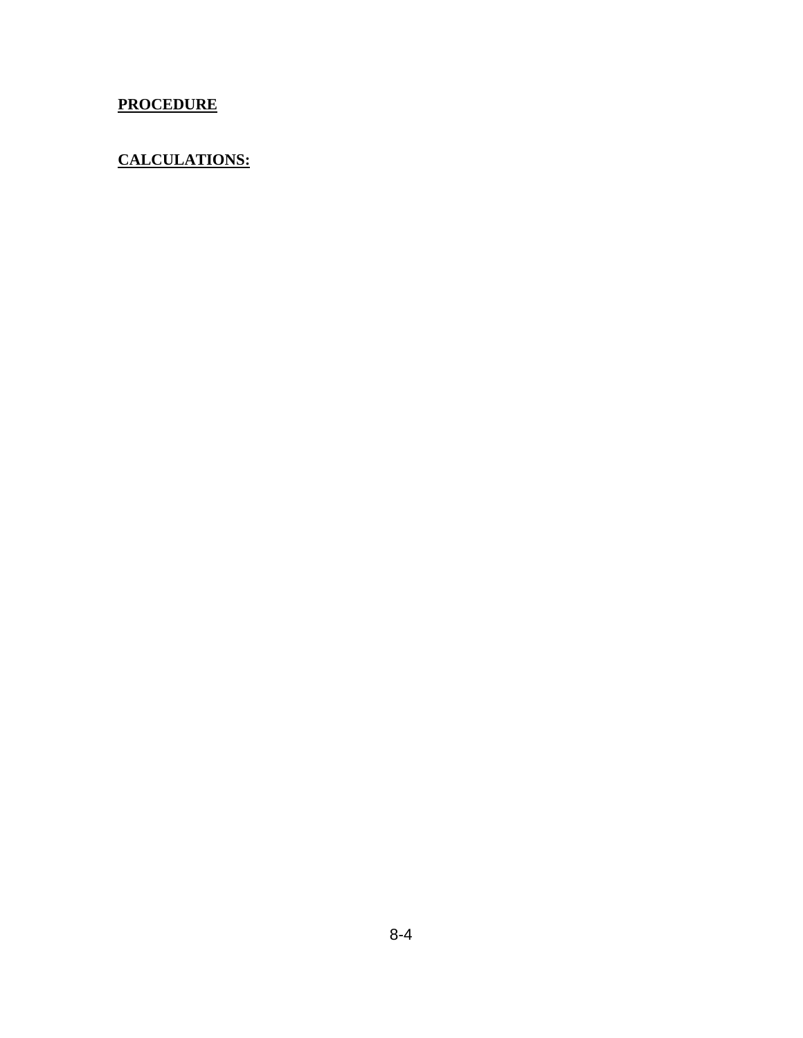**PROCEDURE**

**CALCULATIONS:**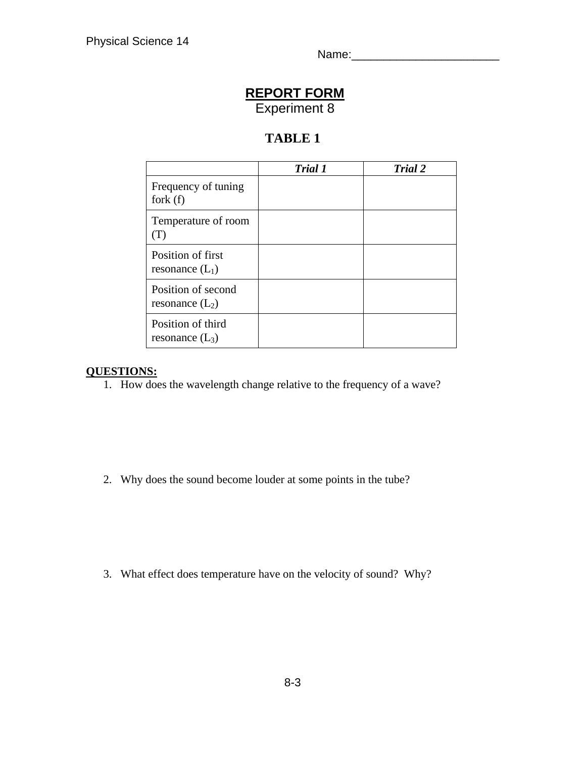Name:________________________

# REPORT FORM

Experiment 8

## TABLE 1

| | *Trial 1* | *Trial 2* |
|---|---|---|
| Frequency of tuning fork (f) | | |
| Temperature of room (T) | | |
| Position of first resonance ($L_1$) | | |
| Position of second resonance ($L_2$) | | |
| Position of third resonance ($L_3$) | | |

**QUESTIONS:**

1. How does the wavelength change relative to the frequency of a wave?

2. Why does the sound become louder at some points in the tube?

3. What effect does temperature have on the velocity of sound? Why?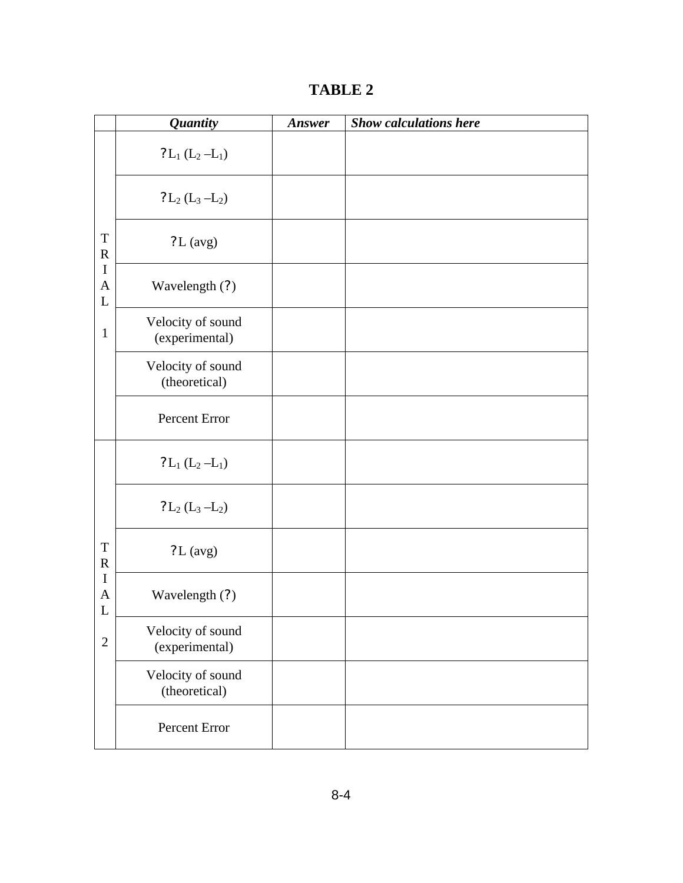# TABLE 2

| | *Quantity* | *Answer* | *Show calculations here* |
|---|---|---|---|
| TRIAL 1 | ?$L_1$ ($L_2$ – $L_1$) | | |
| | ?$L_2$ ($L_3$ – $L_2$) | | |
| | ?L (avg) | | |
| | Wavelength (?) | | |
| | Velocity of sound (experimental) | | |
| | Velocity of sound (theoretical) | | |
| | Percent Error | | |
| TRIAL 2 | ?$L_1$ ($L_2$ – $L_1$) | | |
| | ?$L_2$ ($L_3$ – $L_2$) | | |
| | ?L (avg) | | |
| | Wavelength (?) | | |
| | Velocity of sound (experimental) | | |
| | Velocity of sound (theoretical) | | |
| | Percent Error | | |